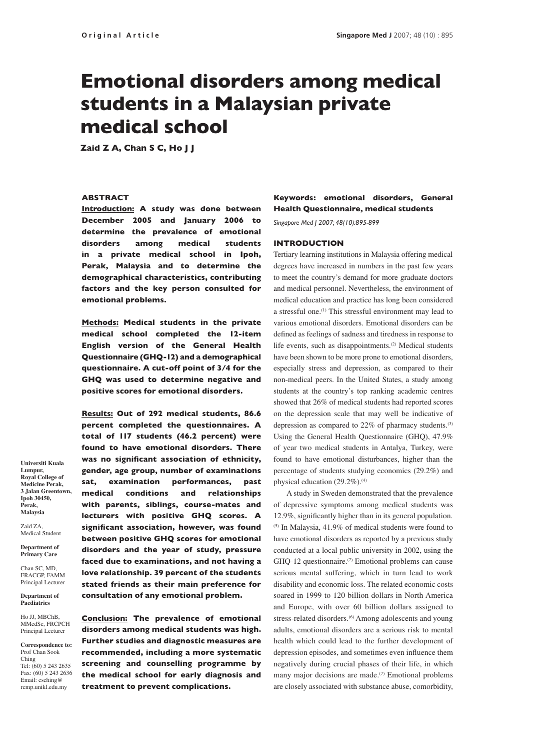# Emotional disorders among medical students in a Malaysian private medical school

**Zaid Z A, Chan S C, Ho J J**

**Universiti Kuala Lumpur, Royal College of Medicine Perak, 3 Jalan Greentown, Ipoh 30450, Perak, Malaysia**

Zaid ZA, Medical Student

**Department of Primary Care**

Chan SC, MD, FRACGP, FAMM Principal Lecturer

**Department of Paediatrics**

Ho JJ, MBChB, MMedSc, FRCPCH Principal Lecturer

**Correspondence to:** Prof Chan Sook Ching Tel: (60) 5 243 2635 Fax: (60) 5 243 2636 Email: csching@rcmp.unikl.edu.my

## ABSTRACT

**Introduction: A study was done between December 2005 and January 2006 to determine the prevalence of emotional disorders among medical students in a private medical school in Ipoh, Perak, Malaysia and to determine the demographical characteristics, contributing factors and the key person consulted for emotional problems.**

**Methods: Medical students in the private medical school completed the 12-item English version of the General Health Questionnaire (GHQ-12) and a demographical questionnaire. A cut-off point of 3/4 for the GHQ was used to determine negative and positive scores for emotional disorders.**

**Results: Out of 292 medical students, 86.6 percent completed the questionnaires. A total of 117 students (46.2 percent) were found to have emotional disorders. There was no significant association of ethnicity, gender, age group, number of examinations sat, examination performances, past medical conditions and relationships with parents, siblings, course-mates and lecturers with positive GHQ scores. A significant association, however, was found between positive GHQ scores for emotional disorders and the year of study, pressure faced due to examinations, and not having a love relationship. 39 percent of the students stated friends as their main preference for consultation of any emotional problem.**

**Conclusion: The prevalence of emotional disorders among medical students was high. Further studies and diagnostic measures are recommended, including a more systematic screening and counselling programme by the medical school for early diagnosis and treatment to prevent complications.**

**Keywords: emotional disorders, General Health Questionnaire, medical students**

*Singapore Med J 2007; 48(10):895-899*

## INTRODUCTION

Tertiary learning institutions in Malaysia offering medical degrees have increased in numbers in the past few years to meet the country's demand for more graduate doctors and medical personnel. Nevertheless, the environment of medical education and practice has long been considered a stressful one.[1] This stressful environment may lead to various emotional disorders. Emotional disorders can be defined as feelings of sadness and tiredness in response to life events, such as disappointments.[2] Medical students have been shown to be more prone to emotional disorders, especially stress and depression, as compared to their non-medical peers. In the United States, a study among students at the country's top ranking academic centres showed that 26% of medical students had reported scores on the depression scale that may well be indicative of depression as compared to 22% of pharmacy students.[3] Using the General Health Questionnaire (GHQ), 47.9% of year two medical students in Antalya, Turkey, were found to have emotional disturbances, higher than the percentage of students studying economics (29.2%) and physical education (29.2%).[4]

A study in Sweden demonstrated that the prevalence of depressive symptoms among medical students was 12.9%, significantly higher than in its general population.[5] In Malaysia, 41.9% of medical students were found to have emotional disorders as reported by a previous study conducted at a local public university in 2002, using the GHQ-12 questionnaire.[2] Emotional problems can cause serious mental suffering, which in turn lead to work disability and economic loss. The related economic costs soared in 1999 to 120 billion dollars in North America and Europe, with over 60 billion dollars assigned to stress-related disorders.[6] Among adolescents and young adults, emotional disorders are a serious risk to mental health which could lead to the further development of depression episodes, and sometimes even influence them negatively during crucial phases of their life, in which many major decisions are made.[7] Emotional problems are closely associated with substance abuse, comorbidity,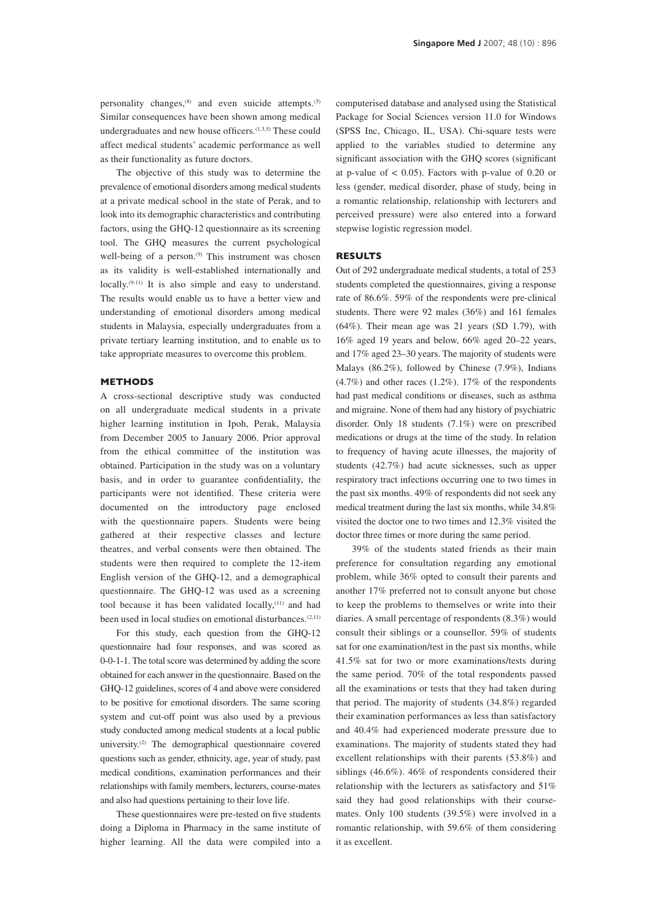personality changes,[8] and even suicide attempts.[5] Similar consequences have been shown among medical undergraduates and new house officers.[1,3,5] These could affect medical students' academic performance as well as their functionality as future doctors.

The objective of this study was to determine the prevalence of emotional disorders among medical students at a private medical school in the state of Perak, and to look into its demographic characteristics and contributing factors, using the GHQ-12 questionnaire as its screening tool. The GHQ measures the current psychological well-being of a person.[9] This instrument was chosen as its validity is well-established internationally and locally.[9-11] It is also simple and easy to understand. The results would enable us to have a better view and understanding of emotional disorders among medical students in Malaysia, especially undergraduates from a private tertiary learning institution, and to enable us to take appropriate measures to overcome this problem.

## METHODS

A cross-sectional descriptive study was conducted on all undergraduate medical students in a private higher learning institution in Ipoh, Perak, Malaysia from December 2005 to January 2006. Prior approval from the ethical committee of the institution was obtained. Participation in the study was on a voluntary basis, and in order to guarantee confidentiality, the participants were not identified. These criteria were documented on the introductory page enclosed with the questionnaire papers. Students were being gathered at their respective classes and lecture theatres, and verbal consents were then obtained. The students were then required to complete the 12-item English version of the GHQ-12, and a demographical questionnaire. The GHQ-12 was used as a screening tool because it has been validated locally,[11] and had been used in local studies on emotional disturbances.[2,11]

For this study, each question from the GHQ-12 questionnaire had four responses, and was scored as 0-0-1-1. The total score was determined by adding the score obtained for each answer in the questionnaire. Based on the GHQ-12 guidelines, scores of 4 and above were considered to be positive for emotional disorders. The same scoring system and cut-off point was also used by a previous study conducted among medical students at a local public university.[2] The demographical questionnaire covered questions such as gender, ethnicity, age, year of study, past medical conditions, examination performances and their relationships with family members, lecturers, course-mates and also had questions pertaining to their love life.

These questionnaires were pre-tested on five students doing a Diploma in Pharmacy in the same institute of higher learning. All the data were compiled into a computerised database and analysed using the Statistical Package for Social Sciences version 11.0 for Windows (SPSS Inc, Chicago, IL, USA). Chi-square tests were applied to the variables studied to determine any significant association with the GHQ scores (significant at p-value of $< 0.05$). Factors with p-value of 0.20 or less (gender, medical disorder, phase of study, being in a romantic relationship, relationship with lecturers and perceived pressure) were also entered into a forward stepwise logistic regression model.

## RESULTS

Out of 292 undergraduate medical students, a total of 253 students completed the questionnaires, giving a response rate of 86.6%. 59% of the respondents were pre-clinical students. There were 92 males (36%) and 161 females (64%). Their mean age was 21 years (SD 1.79), with 16% aged 19 years and below, 66% aged 20–22 years, and 17% aged 23–30 years. The majority of students were Malays (86.2%), followed by Chinese (7.9%), Indians (4.7%) and other races (1.2%). 17% of the respondents had past medical conditions or diseases, such as asthma and migraine. None of them had any history of psychiatric disorder. Only 18 students (7.1%) were on prescribed medications or drugs at the time of the study. In relation to frequency of having acute illnesses, the majority of students (42.7%) had acute sicknesses, such as upper respiratory tract infections occurring one to two times in the past six months. 49% of respondents did not seek any medical treatment during the last six months, while 34.8% visited the doctor one to two times and 12.3% visited the doctor three times or more during the same period.

39% of the students stated friends as their main preference for consultation regarding any emotional problem, while 36% opted to consult their parents and another 17% preferred not to consult anyone but chose to keep the problems to themselves or write into their diaries. A small percentage of respondents (8.3%) would consult their siblings or a counsellor. 59% of students sat for one examination/test in the past six months, while 41.5% sat for two or more examinations/tests during the same period. 70% of the total respondents passed all the examinations or tests that they had taken during that period. The majority of students (34.8%) regarded their examination performances as less than satisfactory and 40.4% had experienced moderate pressure due to examinations. The majority of students stated they had excellent relationships with their parents (53.8%) and siblings (46.6%). 46% of respondents considered their relationship with the lecturers as satisfactory and 51% said they had good relationships with their course-mates. Only 100 students (39.5%) were involved in a romantic relationship, with 59.6% of them considering it as excellent.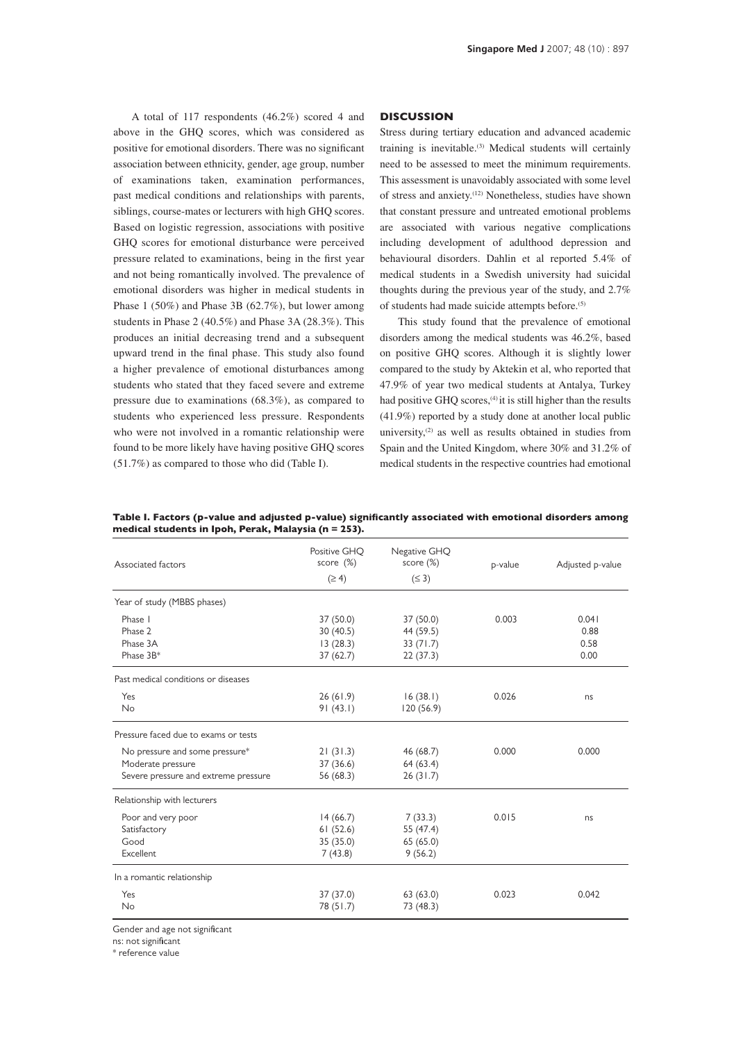A total of 117 respondents (46.2%) scored 4 and above in the GHQ scores, which was considered as positive for emotional disorders. There was no significant association between ethnicity, gender, age group, number of examinations taken, examination performances, past medical conditions and relationships with parents, siblings, course-mates or lecturers with high GHQ scores. Based on logistic regression, associations with positive GHQ scores for emotional disturbance were perceived pressure related to examinations, being in the first year and not being romantically involved. The prevalence of emotional disorders was higher in medical students in Phase 1 (50%) and Phase 3B (62.7%), but lower among students in Phase 2 (40.5%) and Phase 3A (28.3%). This produces an initial decreasing trend and a subsequent upward trend in the final phase. This study also found a higher prevalence of emotional disturbances among students who stated that they faced severe and extreme pressure due to examinations (68.3%), as compared to students who experienced less pressure. Respondents who were not involved in a romantic relationship were found to be more likely have having positive GHQ scores (51.7%) as compared to those who did (Table I).

## DISCUSSION

Stress during tertiary education and advanced academic training is inevitable.[3] Medical students will certainly need to be assessed to meet the minimum requirements. This assessment is unavoidably associated with some level of stress and anxiety.[12] Nonetheless, studies have shown that constant pressure and untreated emotional problems are associated with various negative complications including development of adulthood depression and behavioural disorders. Dahlin et al reported 5.4% of medical students in a Swedish university had suicidal thoughts during the previous year of the study, and 2.7% of students had made suicide attempts before.[5]

This study found that the prevalence of emotional disorders among the medical students was 46.2%, based on positive GHQ scores. Although it is slightly lower compared to the study by Aktekin et al, who reported that 47.9% of year two medical students at Antalya, Turkey had positive GHQ scores,[4] it is still higher than the results (41.9%) reported by a study done at another local public university,[2] as well as results obtained in studies from Spain and the United Kingdom, where 30% and 31.2% of medical students in the respective countries had emotional

**Table I. Factors (p-value and adjusted p-value) significantly associated with emotional disorders among medical students in Ipoh, Perak, Malaysia (n = 253).**

| Associated factors | Positive GHQ score (%) (≥ 4) | Negative GHQ score (%) (≤ 3) | p-value | Adjusted p-value |
|---|---|---|---|---|
| **Year of study (MBBS phases)** | | | | |
| Phase 1 | 37 (50.0) | 37 (50.0) | 0.003 | 0.041 |
| Phase 2 | 30 (40.5) | 44 (59.5) | | 0.88 |
| Phase 3A | 13 (28.3) | 33 (71.7) | | 0.58 |
| Phase 3B* | 37 (62.7) | 22 (37.3) | | 0.00 |
| **Past medical conditions or diseases** | | | | |
| Yes | 26 (61.9) | 16 (38.1) | 0.026 | ns |
| No | 91 (43.1) | 120 (56.9) | | |
| **Pressure faced due to exams or tests** | | | | |
| No pressure and some pressure* | 21 (31.3) | 46 (68.7) | 0.000 | 0.000 |
| Moderate pressure | 37 (36.6) | 64 (63.4) | | |
| Severe pressure and extreme pressure | 56 (68.3) | 26 (31.7) | | |
| **Relationship with lecturers** | | | | |
| Poor and very poor | 14 (66.7) | 7 (33.3) | 0.015 | ns |
| Satisfactory | 61 (52.6) | 55 (47.4) | | |
| Good | 35 (35.0) | 65 (65.0) | | |
| Excellent | 7 (43.8) | 9 (56.2) | | |
| **In a romantic relationship** | | | | |
| Yes | 37 (37.0) | 63 (63.0) | 0.023 | 0.042 |
| No | 78 (51.7) | 73 (48.3) | | |

Gender and age not significant

ns: not significant

\* reference value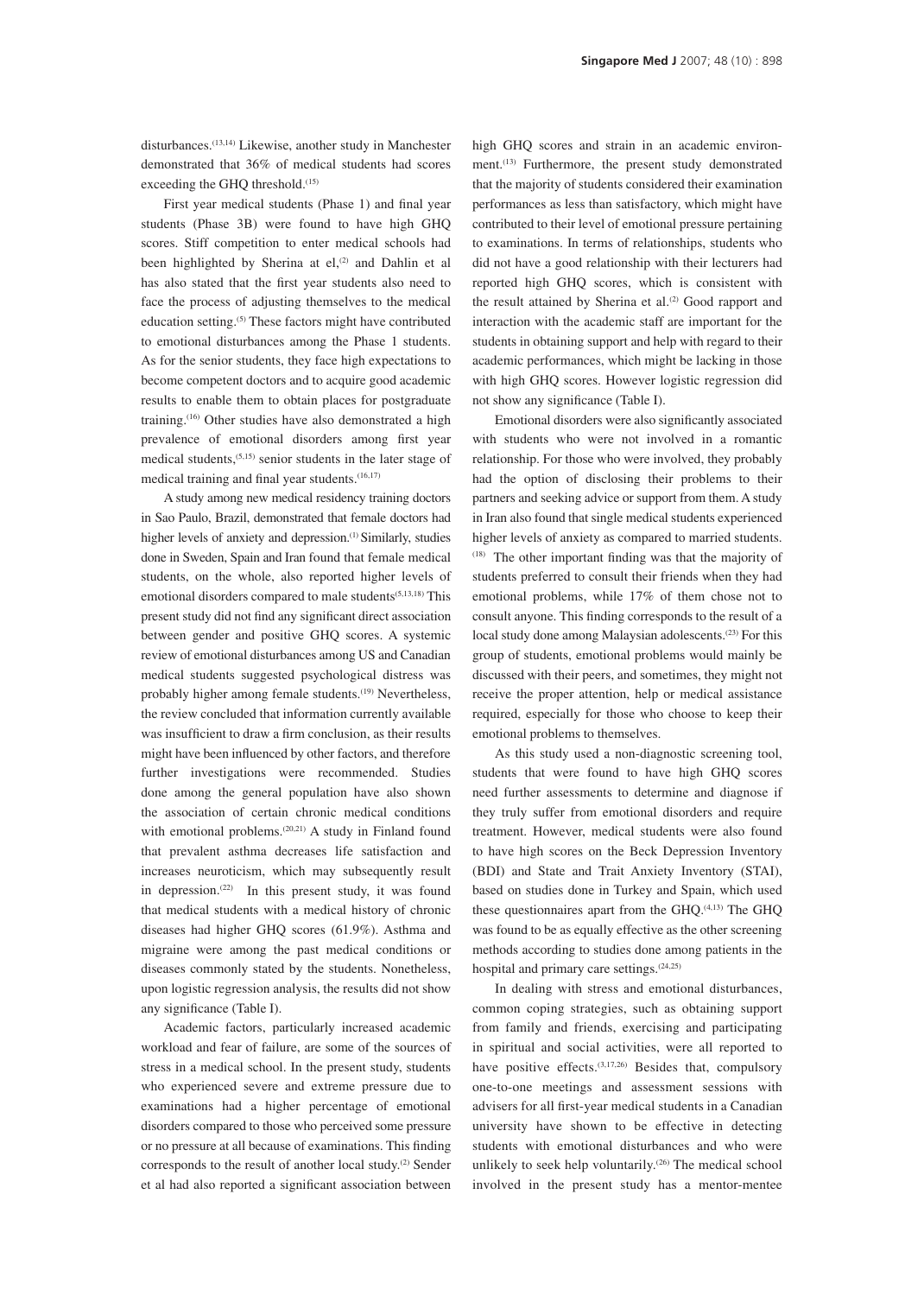disturbances.[13,14] Likewise, another study in Manchester demonstrated that 36% of medical students had scores exceeding the GHQ threshold.[15]

First year medical students (Phase 1) and final year students (Phase 3B) were found to have high GHQ scores. Stiff competition to enter medical schools had been highlighted by Sherina at el,[2] and Dahlin et al has also stated that the first year students also need to face the process of adjusting themselves to the medical education setting.[5] These factors might have contributed to emotional disturbances among the Phase 1 students. As for the senior students, they face high expectations to become competent doctors and to acquire good academic results to enable them to obtain places for postgraduate training.[16] Other studies have also demonstrated a high prevalence of emotional disorders among first year medical students,[5,15] senior students in the later stage of medical training and final year students.[16,17]

A study among new medical residency training doctors in Sao Paulo, Brazil, demonstrated that female doctors had higher levels of anxiety and depression.[1] Similarly, studies done in Sweden, Spain and Iran found that female medical students, on the whole, also reported higher levels of emotional disorders compared to male students[5,13,18] This present study did not find any significant direct association between gender and positive GHQ scores. A systemic review of emotional disturbances among US and Canadian medical students suggested psychological distress was probably higher among female students.[19] Nevertheless, the review concluded that information currently available was insufficient to draw a firm conclusion, as their results might have been influenced by other factors, and therefore further investigations were recommended. Studies done among the general population have also shown the association of certain chronic medical conditions with emotional problems.[20,21] A study in Finland found that prevalent asthma decreases life satisfaction and increases neuroticism, which may subsequently result in depression.[22] In this present study, it was found that medical students with a medical history of chronic diseases had higher GHQ scores (61.9%). Asthma and migraine were among the past medical conditions or diseases commonly stated by the students. Nonetheless, upon logistic regression analysis, the results did not show any significance (Table I).

Academic factors, particularly increased academic workload and fear of failure, are some of the sources of stress in a medical school. In the present study, students who experienced severe and extreme pressure due to examinations had a higher percentage of emotional disorders compared to those who perceived some pressure or no pressure at all because of examinations. This finding corresponds to the result of another local study.[2] Sender et al had also reported a significant association between high GHQ scores and strain in an academic environment.[13] Furthermore, the present study demonstrated that the majority of students considered their examination performances as less than satisfactory, which might have contributed to their level of emotional pressure pertaining to examinations. In terms of relationships, students who did not have a good relationship with their lecturers had reported high GHQ scores, which is consistent with the result attained by Sherina et al.[2] Good rapport and interaction with the academic staff are important for the students in obtaining support and help with regard to their academic performances, which might be lacking in those with high GHQ scores. However logistic regression did not show any significance (Table I).

Emotional disorders were also significantly associated with students who were not involved in a romantic relationship. For those who were involved, they probably had the option of disclosing their problems to their partners and seeking advice or support from them. A study in Iran also found that single medical students experienced higher levels of anxiety as compared to married students.[18] The other important finding was that the majority of students preferred to consult their friends when they had emotional problems, while 17% of them chose not to consult anyone. This finding corresponds to the result of a local study done among Malaysian adolescents.[23] For this group of students, emotional problems would mainly be discussed with their peers, and sometimes, they might not receive the proper attention, help or medical assistance required, especially for those who choose to keep their emotional problems to themselves.

As this study used a non-diagnostic screening tool, students that were found to have high GHQ scores need further assessments to determine and diagnose if they truly suffer from emotional disorders and require treatment. However, medical students were also found to have high scores on the Beck Depression Inventory (BDI) and State and Trait Anxiety Inventory (STAI), based on studies done in Turkey and Spain, which used these questionnaires apart from the GHQ.[4,13] The GHQ was found to be as equally effective as the other screening methods according to studies done among patients in the hospital and primary care settings.[24,25]

In dealing with stress and emotional disturbances, common coping strategies, such as obtaining support from family and friends, exercising and participating in spiritual and social activities, were all reported to have positive effects.[3,17,26] Besides that, compulsory one-to-one meetings and assessment sessions with advisers for all first-year medical students in a Canadian university have shown to be effective in detecting students with emotional disturbances and who were unlikely to seek help voluntarily.[26] The medical school involved in the present study has a mentor-mentee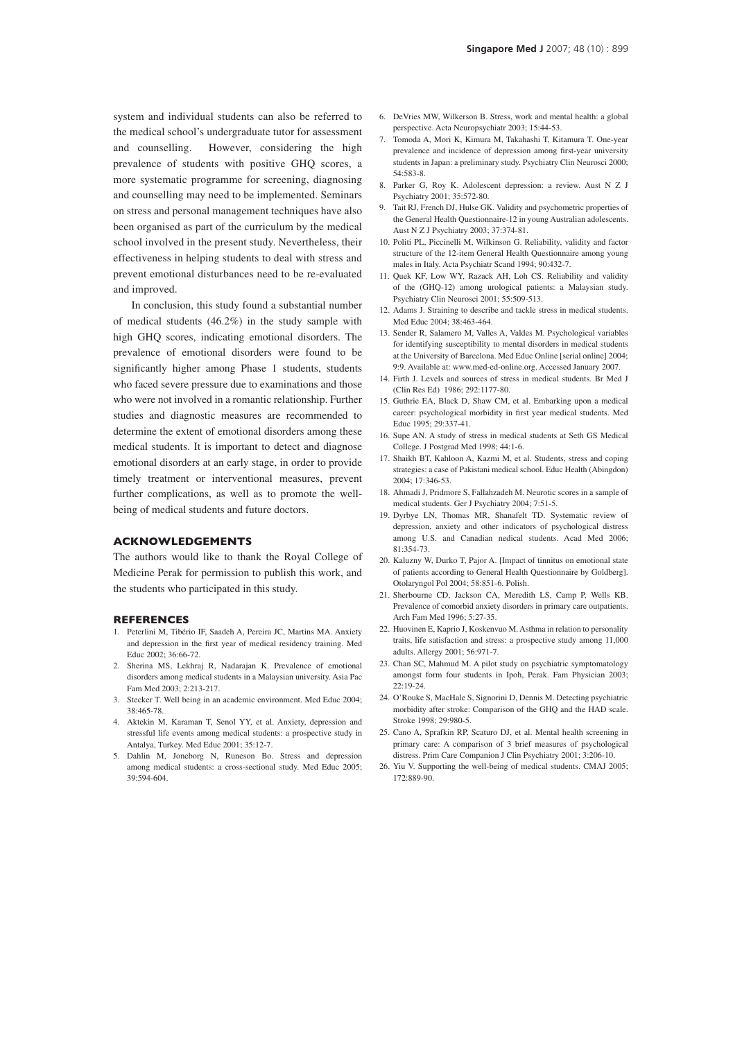system and individual students can also be referred to the medical school's undergraduate tutor for assessment and counselling. However, considering the high prevalence of students with positive GHQ scores, a more systematic programme for screening, diagnosing and counselling may need to be implemented. Seminars on stress and personal management techniques have also been organised as part of the curriculum by the medical school involved in the present study. Nevertheless, their effectiveness in helping students to deal with stress and prevent emotional disturbances need to be re-evaluated and improved.

In conclusion, this study found a substantial number of medical students (46.2%) in the study sample with high GHQ scores, indicating emotional disorders. The prevalence of emotional disorders were found to be significantly higher among Phase 1 students, students who faced severe pressure due to examinations and those who were not involved in a romantic relationship. Further studies and diagnostic measures are recommended to determine the extent of emotional disorders among these medical students. It is important to detect and diagnose emotional disorders at an early stage, in order to provide timely treatment or interventional measures, prevent further complications, as well as to promote the well-being of medical students and future doctors.

## ACKNOWLEDGEMENTS

The authors would like to thank the Royal College of Medicine Perak for permission to publish this work, and the students who participated in this study.

## REFERENCES

1. Peterlini M, Tibério IF, Saadeh A, Pereira JC, Martins MA. Anxiety and depression in the first year of medical residency training. Med Educ 2002; 36:66-72.
2. Sherina MS, Lekhraj R, Nadarajan K. Prevalence of emotional disorders among medical students in a Malaysian university. Asia Pac Fam Med 2003; 2:213-217.
3. Stecker T. Well being in an academic environment. Med Educ 2004; 38:465-78.
4. Aktekin M, Karaman T, Senol YY, et al. Anxiety, depression and stressful life events among medical students: a prospective study in Antalya, Turkey. Med Educ 2001; 35:12-7.
5. Dahlin M, Joneborg N, Runeson Bo. Stress and depression among medical students: a cross-sectional study. Med Educ 2005; 39:594-604.
6. DeVries MW, Wilkerson B. Stress, work and mental health: a global perspective. Acta Neuropsychiatr 2003; 15:44-53.
7. Tomoda A, Mori K, Kimura M, Takahashi T, Kitamura T. One-year prevalence and incidence of depression among first-year university students in Japan: a preliminary study. Psychiatry Clin Neurosci 2000; 54:583-8.
8. Parker G, Roy K. Adolescent depression: a review. Aust N Z J Psychiatry 2001; 35:572-80.
9. Tait RJ, French DJ, Hulse GK. Validity and psychometric properties of the General Health Questionnaire-12 in young Australian adolescents. Aust N Z J Psychiatry 2003; 37:374-81.
10. Politi PL, Piccinelli M, Wilkinson G. Reliability, validity and factor structure of the 12-item General Health Questionnaire among young males in Italy. Acta Psychiatr Scand 1994; 90:432-7.
11. Quek KF, Low WY, Razack AH, Loh CS. Reliability and validity of the (GHQ-12) among urological patients: a Malaysian study. Psychiatry Clin Neurosci 2001; 55:509-513.
12. Adams J. Straining to describe and tackle stress in medical students. Med Educ 2004; 38:463-464.
13. Sender R, Salamero M, Valles A, Valdes M. Psychological variables for identifying susceptibility to mental disorders in medical students at the University of Barcelona. Med Educ Online [serial online] 2004; 9:9. Available at: www.med-ed-online.org. Accessed January 2007.
14. Firth J. Levels and sources of stress in medical students. Br Med J (Clin Res Ed) 1986; 292:1177-80.
15. Guthrie EA, Black D, Shaw CM, et al. Embarking upon a medical career: psychological morbidity in first year medical students. Med Educ 1995; 29:337-41.
16. Supe AN. A study of stress in medical students at Seth GS Medical College. J Postgrad Med 1998; 44:1-6.
17. Shaikh BT, Kahloon A, Kazmi M, et al. Students, stress and coping strategies: a case of Pakistani medical school. Educ Health (Abingdon) 2004; 17:346-53.
18. Ahmadi J, Pridmore S, Fallahzadeh M. Neurotic scores in a sample of medical students. Ger J Psychiatry 2004; 7:51-5.
19. Dyrbye LN, Thomas MR, Shanafelt TD. Systematic review of depression, anxiety and other indicators of psychological distress among U.S. and Canadian nedical students. Acad Med 2006; 81:354-73.
20. Kaluzny W, Durko T, Pajor A. [Impact of tinnitus on emotional state of patients according to General Health Questionnaire by Goldberg]. Otolaryngol Pol 2004; 58:851-6. Polish.
21. Sherbourne CD, Jackson CA, Meredith LS, Camp P, Wells KB. Prevalence of comorbid anxiety disorders in primary care outpatients. Arch Fam Med 1996; 5:27-35.
22. Huovinen E, Kaprio J, Koskenvuo M. Asthma in relation to personality traits, life satisfaction and stress: a prospective study among 11,000 adults. Allergy 2001; 56:971-7.
23. Chan SC, Mahmud M. A pilot study on psychiatric symptomatology amongst form four students in Ipoh, Perak. Fam Physician 2003; 22:19-24.
24. O'Rouke S, MacHale S, Signorini D, Dennis M. Detecting psychiatric morbidity after stroke: Comparison of the GHQ and the HAD scale. Stroke 1998; 29:980-5.
25. Cano A, Sprafkin RP, Scaturo DJ, et al. Mental health screening in primary care: A comparison of 3 brief measures of psychological distress. Prim Care Companion J Clin Psychiatry 2001; 3:206-10.
26. Yiu V. Supporting the well-being of medical students. CMAJ 2005; 172:889-90.